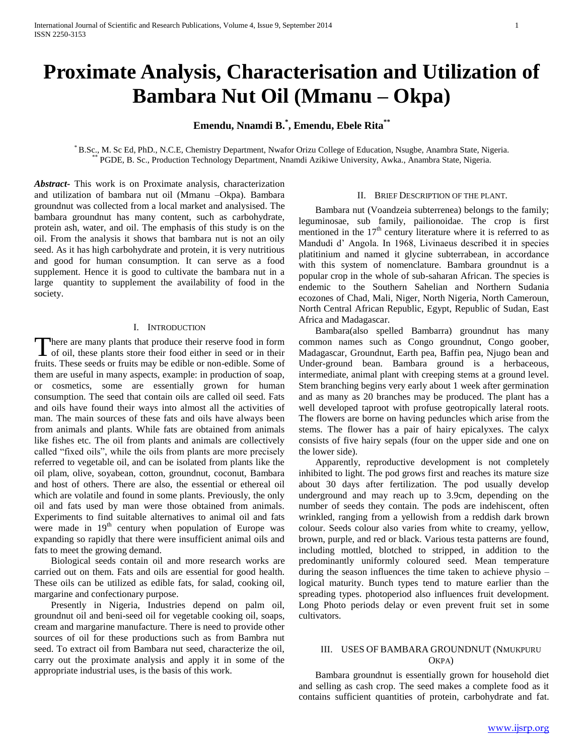# Proximate Analysis, Characterisation and Utilization of Bambara Nut Oil (Mmanu – Okpa)

**Emendu, Nnamdi B.[*], Emendu, Ebele Rita[**]**

[*] B.Sc., M. Sc Ed, PhD., N.C.E, Chemistry Department, Nwafor Orizu College of Education, Nsugbe, Anambra State, Nigeria.
[**] PGDE, B. Sc., Production Technology Department, Nnamdi Azikiwe University, Awka., Anambra State, Nigeria.

***Abstract-*** This work is on Proximate analysis, characterization and utilization of bambara nut oil (Mmanu –Okpa). Bambara groundnut was collected from a local market and analysised. The bambara groundnut has many content, such as carbohydrate, protein ash, water, and oil. The emphasis of this study is on the oil. From the analysis it shows that bambara nut is not an oily seed. As it has high carbohydrate and protein, it is very nutritious and good for human consumption. It can serve as a food supplement. Hence it is good to cultivate the bambara nut in a large quantity to supplement the availability of food in the society.

## I. Introduction

There are many plants that produce their reserve food in form of oil, these plants store their food either in seed or in their fruits. These seeds or fruits may be edible or non-edible. Some of them are useful in many aspects, example: in production of soap, or cosmetics, some are essentially grown for human consumption. The seed that contain oils are called oil seed. Fats and oils have found their ways into almost all the activities of man. The main sources of these fats and oils have always been from animals and plants. While fats are obtained from animals like fishes etc. The oil from plants and animals are collectively called "fixed oils", while the oils from plants are more precisely referred to vegetable oil, and can be isolated from plants like the oil plam, olive, soyabean, cotton, groundnut, coconut, Bambara and host of others. There are also, the essential or ethereal oil which are volatile and found in some plants. Previously, the only oil and fats used by man were those obtained from animals. Experiments to find suitable alternatives to animal oil and fats were made in 19$^{th}$ century when population of Europe was expanding so rapidly that there were insufficient animal oils and fats to meet the growing demand.

Biological seeds contain oil and more research works are carried out on them. Fats and oils are essential for good health. These oils can be utilized as edible fats, for salad, cooking oil, margarine and confectionary purpose.

Presently in Nigeria, Industries depend on palm oil, groundnut oil and beni-seed oil for vegetable cooking oil, soaps, cream and margarine manufacture. There is need to provide other sources of oil for these productions such as from Bambra nut seed. To extract oil from Bambara nut seed, characterize the oil, carry out the proximate analysis and apply it in some of the appropriate industrial uses, is the basis of this work.

## II. Brief Description of the plant.

Bambara nut (Voandzeia subterrenea) belongs to the family; leguminosae, sub family, pailionoidae. The crop is first mentioned in the 17$^{th}$ century literature where it is referred to as Mandudi d' Angola. In 1968, Livinaeus described it in species platitinium and named it glycine subterrabean, in accordance with this system of nomenclature. Bambara groundnut is a popular crop in the whole of sub-saharan African. The species is endemic to the Southern Sahelian and Northern Sudania ecozones of Chad, Mali, Niger, North Nigeria, North Cameroun, North Central African Republic, Egypt, Republic of Sudan, East Africa and Madagascar.

Bambara(also spelled Bambarra) groundnut has many common names such as Congo groundnut, Congo goober, Madagascar, Groundnut, Earth pea, Baffin pea, Njugo bean and Under-ground bean. Bambara ground is a herbaceous, intermediate, animal plant with creeping stems at a ground level. Stem branching begins very early about 1 week after germination and as many as 20 branches may be produced. The plant has a well developed taproot with profuse geotropically lateral roots. The flowers are borne on having peduncles which arise from the stems. The flower has a pair of hairy epicalyxes. The calyx consists of five hairy sepals (four on the upper side and one on the lower side).

Apparently, reproductive development is not completely inhibited to light. The pod grows first and reaches its mature size about 30 days after fertilization. The pod usually develop underground and may reach up to 3.9cm, depending on the number of seeds they contain. The pods are indehiscent, often wrinkled, ranging from a yellowish from a reddish dark brown colour. Seeds colour also varies from white to creamy, yellow, brown, purple, and red or black. Various testa patterns are found, including mottled, blotched to stripped, in addition to the predominantly uniformly coloured seed. Mean temperature during the season influences the time taken to achieve physio – logical maturity. Bunch types tend to mature earlier than the spreading types. photoperiod also influences fruit development. Long Photo periods delay or even prevent fruit set in some cultivators.

## III. Uses of Bambara Groundnut (Nmukpuru Okpa)

Bambara groundnut is essentially grown for household diet and selling as cash crop. The seed makes a complete food as it contains sufficient quantities of protein, carbohydrate and fat.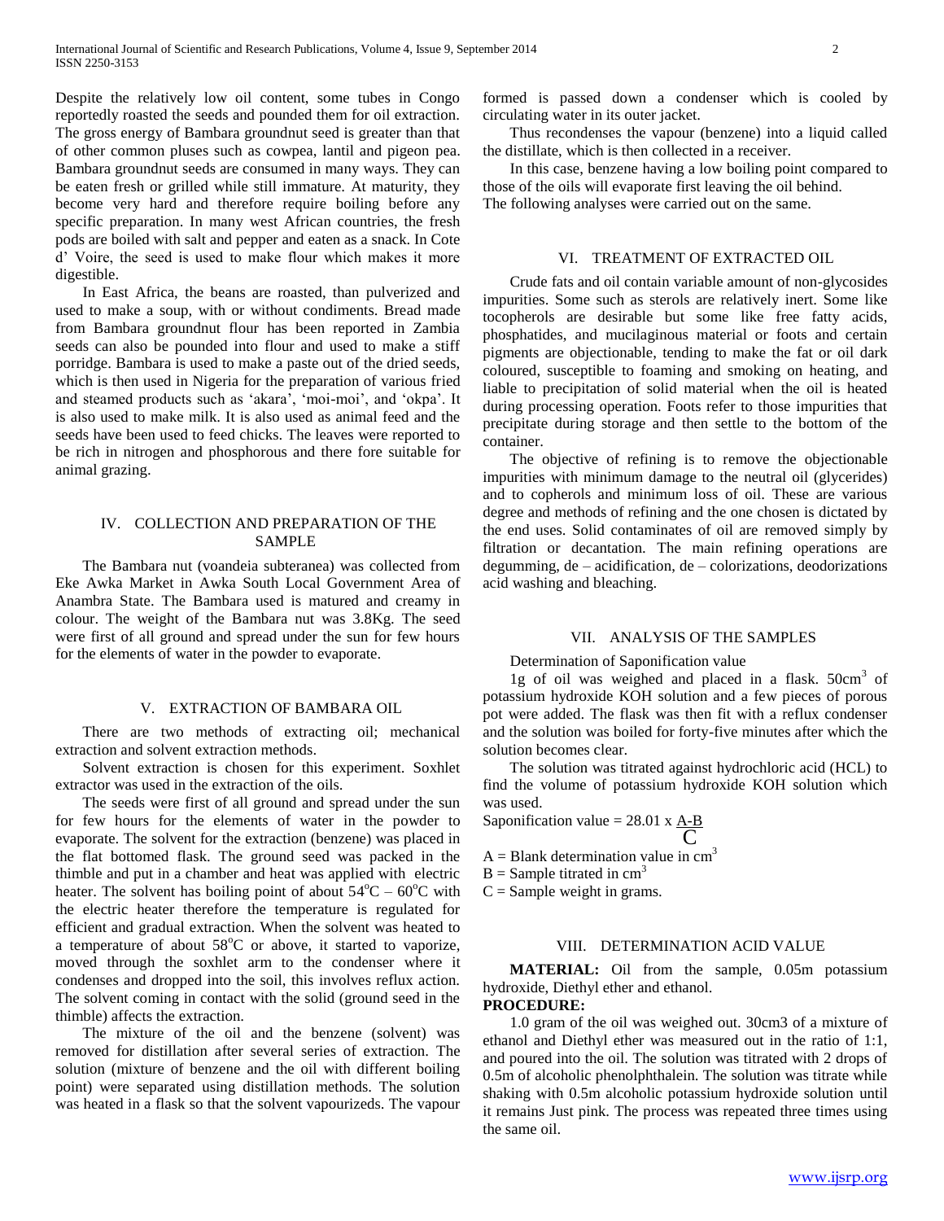Despite the relatively low oil content, some tubes in Congo reportedly roasted the seeds and pounded them for oil extraction. The gross energy of Bambara groundnut seed is greater than that of other common pluses such as cowpea, lantil and pigeon pea. Bambara groundnut seeds are consumed in many ways. They can be eaten fresh or grilled while still immature. At maturity, they become very hard and therefore require boiling before any specific preparation. In many west African countries, the fresh pods are boiled with salt and pepper and eaten as a snack. In Cote d' Voire, the seed is used to make flour which makes it more digestible.

In East Africa, the beans are roasted, than pulverized and used to make a soup, with or without condiments. Bread made from Bambara groundnut flour has been reported in Zambia seeds can also be pounded into flour and used to make a stiff porridge. Bambara is used to make a paste out of the dried seeds, which is then used in Nigeria for the preparation of various fried and steamed products such as 'akara', 'moi-moi', and 'okpa'. It is also used to make milk. It is also used as animal feed and the seeds have been used to feed chicks. The leaves were reported to be rich in nitrogen and phosphorous and there fore suitable for animal grazing.

## IV. Collection and Preparation of the Sample

The Bambara nut (voandeia subteranea) was collected from Eke Awka Market in Awka South Local Government Area of Anambra State. The Bambara used is matured and creamy in colour. The weight of the Bambara nut was 3.8Kg. The seed were first of all ground and spread under the sun for few hours for the elements of water in the powder to evaporate.

## V. Extraction of Bambara Oil

There are two methods of extracting oil; mechanical extraction and solvent extraction methods.

Solvent extraction is chosen for this experiment. Soxhlet extractor was used in the extraction of the oils.

The seeds were first of all ground and spread under the sun for few hours for the elements of water in the powder to evaporate. The solvent for the extraction (benzene) was placed in the flat bottomed flask. The ground seed was packed in the thimble and put in a chamber and heat was applied with electric heater. The solvent has boiling point of about $54^oC - 60^oC$ with the electric heater therefore the temperature is regulated for efficient and gradual extraction. When the solvent was heated to a temperature of about $58^oC$ or above, it started to vaporize, moved through the soxhlet arm to the condenser where it condenses and dropped into the soil, this involves reflux action. The solvent coming in contact with the solid (ground seed in the thimble) affects the extraction.

The mixture of the oil and the benzene (solvent) was removed for distillation after several series of extraction. The solution (mixture of benzene and the oil with different boiling point) were separated using distillation methods. The solution was heated in a flask so that the solvent vapourizeds. The vapour formed is passed down a condenser which is cooled by circulating water in its outer jacket.

Thus recondenses the vapour (benzene) into a liquid called the distillate, which is then collected in a receiver.

In this case, benzene having a low boiling point compared to those of the oils will evaporate first leaving the oil behind.
The following analyses were carried out on the same.

## VI. Treatment of Extracted Oil

Crude fats and oil contain variable amount of non-glycosides impurities. Some such as sterols are relatively inert. Some like tocopherols are desirable but some like free fatty acids, phosphatides, and mucilaginous material or foots and certain pigments are objectionable, tending to make the fat or oil dark coloured, susceptible to foaming and smoking on heating, and liable to precipitation of solid material when the oil is heated during processing operation. Foots refer to those impurities that precipitate during storage and then settle to the bottom of the container.

The objective of refining is to remove the objectionable impurities with minimum damage to the neutral oil (glycerides) and to copherols and minimum loss of oil. These are various degree and methods of refining and the one chosen is dictated by the end uses. Solid contaminates of oil are removed simply by filtration or decantation. The main refining operations are degumming, de – acidification, de – colorizations, deodorizations acid washing and bleaching.

## VII. Analysis of the Samples

Determination of Saponification value

1g of oil was weighed and placed in a flask. $50cm^3$ of potassium hydroxide KOH solution and a few pieces of porous pot were added. The flask was then fit with a reflux condenser and the solution was boiled for forty-five minutes after which the solution becomes clear.

The solution was titrated against hydrochloric acid (HCL) to find the volume of potassium hydroxide KOH solution which was used.

$$\text{Saponification value} = 28.01 \times \frac{A-B}{C}$$

A = Blank determination value in $cm^3$
B = Sample titrated in $cm^3$
C = Sample weight in grams.

## VIII. Determination Acid Value

**MATERIAL:** Oil from the sample, 0.05m potassium hydroxide, Diethyl ether and ethanol.

**PROCEDURE:**

1.0 gram of the oil was weighed out. 30cm3 of a mixture of ethanol and Diethyl ether was measured out in the ratio of 1:1, and poured into the oil. The solution was titrated with 2 drops of 0.5m of alcoholic phenolphthalein. The solution was titrate while shaking with 0.5m alcoholic potassium hydroxide solution until it remains Just pink. The process was repeated three times using the same oil.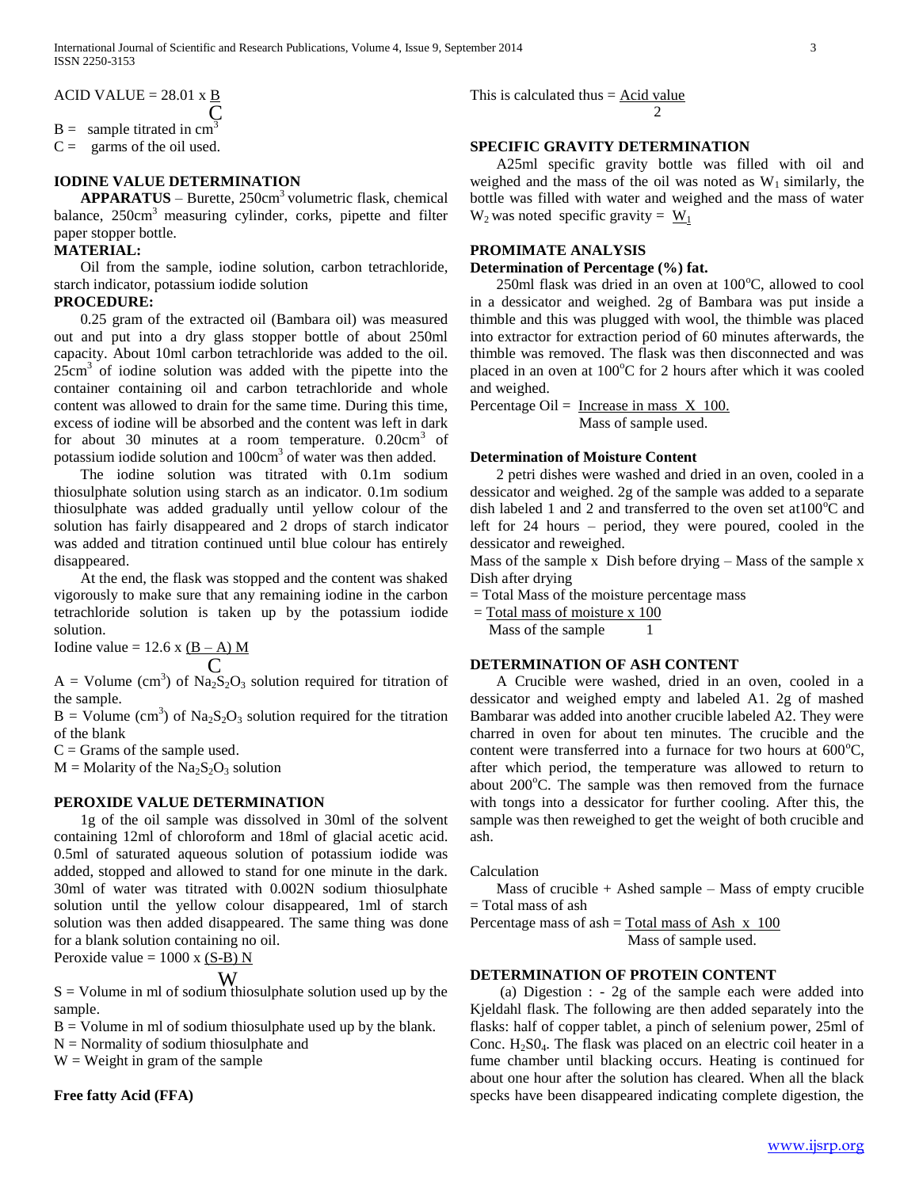$$\text{ACID VALUE} = 28.01 \times \frac{B}{C}$$

B = sample titrated in $cm^3$

C = garms of the oil used.

### IODINE VALUE DETERMINATION

**APPARATUS** – Burette, $250cm^3$ volumetric flask, chemical balance, $250cm^3$ measuring cylinder, corks, pipette and filter paper stopper bottle.

### MATERIAL:

Oil from the sample, iodine solution, carbon tetrachloride, starch indicator, potassium iodide solution

### PROCEDURE:

0.25 gram of the extracted oil (Bambara oil) was measured out and put into a dry glass stopper bottle of about 250ml capacity. About 10ml carbon tetrachloride was added to the oil. $25cm^3$ of iodine solution was added with the pipette into the container containing oil and carbon tetrachloride and whole content was allowed to drain for the same time. During this time, excess of iodine will be absorbed and the content was left in dark for about 30 minutes at a room temperature. $0.20cm^3$ of potassium iodide solution and $100cm^3$ of water was then added.

The iodine solution was titrated with 0.1m sodium thiosulphate solution using starch as an indicator. 0.1m sodium thiosulphate was added gradually until yellow colour of the solution has fairly disappeared and 2 drops of starch indicator was added and titration continued until blue colour has entirely disappeared.

At the end, the flask was stopped and the content was shaked vigorously to make sure that any remaining iodine in the carbon tetrachloride solution is taken up by the potassium iodide solution.

$$\text{Iodine value} = 12.6 \times \frac{(B - A)\,M}{C}$$

A = Volume ($cm^3$) of $Na_2S_2O_3$ solution required for titration of the sample.

B = Volume ($cm^3$) of $Na_2S_2O_3$ solution required for the titration of the blank

C = Grams of the sample used.

M = Molarity of the $Na_2S_2O_3$ solution

### PEROXIDE VALUE DETERMINATION

1g of the oil sample was dissolved in 30ml of the solvent containing 12ml of chloroform and 18ml of glacial acetic acid. 0.5ml of saturated aqueous solution of potassium iodide was added, stopped and allowed to stand for one minute in the dark. 30ml of water was titrated with 0.002N sodium thiosulphate solution until the yellow colour disappeared, 1ml of starch solution was then added disappeared. The same thing was done for a blank solution containing no oil.

$$\text{Peroxide value} = 1000 \times \frac{(S\text{-}B)\,N}{W}$$

S = Volume in ml of sodium thiosulphate solution used up by the sample.

B = Volume in ml of sodium thiosulphate used up by the blank.

N = Normality of sodium thiosulphate and

W = Weight in gram of the sample

### Free fatty Acid (FFA)

$$\text{This is calculated thus} = \frac{\text{Acid value}}{2}$$

### SPECIFIC GRAVITY DETERMINATION

A25ml specific gravity bottle was filled with oil and weighed and the mass of the oil was noted as $W_1$ similarly, the bottle was filled with water and weighed and the mass of water $W_2$ was noted specific gravity = $\underline{W_1}$

### PROMIMATE ANALYSIS

#### Determination of Percentage (%) fat.

250ml flask was dried in an oven at 100°C, allowed to cool in a dessicator and weighed. 2g of Bambara was put inside a thimble and this was plugged with wool, the thimble was placed into extractor for extraction period of 60 minutes afterwards, the thimble was removed. The flask was then disconnected and was placed in an oven at 100°C for 2 hours after which it was cooled and weighed.

$$\text{Percentage Oil} = \frac{\text{Increase in mass} \times 100.}{\text{Mass of sample used.}}$$

#### Determination of Moisture Content

2 petri dishes were washed and dried in an oven, cooled in a dessicator and weighed. 2g of the sample was added to a separate dish labeled 1 and 2 and transferred to the oven set at100°C and left for 24 hours – period, they were poured, cooled in the dessicator and reweighed.

Mass of the sample x Dish before drying – Mass of the sample x Dish after drying

= Total Mass of the moisture percentage mass

$$= \frac{\text{Total mass of moisture} \times 100}{\text{Mass of the sample} \quad 1}$$

### DETERMINATION OF ASH CONTENT

A Crucible were washed, dried in an oven, cooled in a dessicator and weighed empty and labeled A1. 2g of mashed Bambarar was added into another crucible labeled A2. They were charred in oven for about ten minutes. The crucible and the content were transferred into a furnace for two hours at 600°C, after which period, the temperature was allowed to return to about 200°C. The sample was then removed from the furnace with tongs into a dessicator for further cooling. After this, the sample was then reweighed to get the weight of both crucible and ash.

Calculation

Mass of crucible + Ashed sample – Mass of empty crucible = Total mass of ash

$$\text{Percentage mass of ash} = \frac{\text{Total mass of Ash} \times 100}{\text{Mass of sample used.}}$$

### DETERMINATION OF PROTEIN CONTENT

(a) Digestion : - 2g of the sample each were added into Kjeldahl flask. The following are then added separately into the flasks: half of copper tablet, a pinch of selenium power, 25ml of Conc. $H_2S0_4$. The flask was placed on an electric coil heater in a fume chamber until blacking occurs. Heating is continued for about one hour after the solution has cleared. When all the black specks have been disappeared indicating complete digestion, the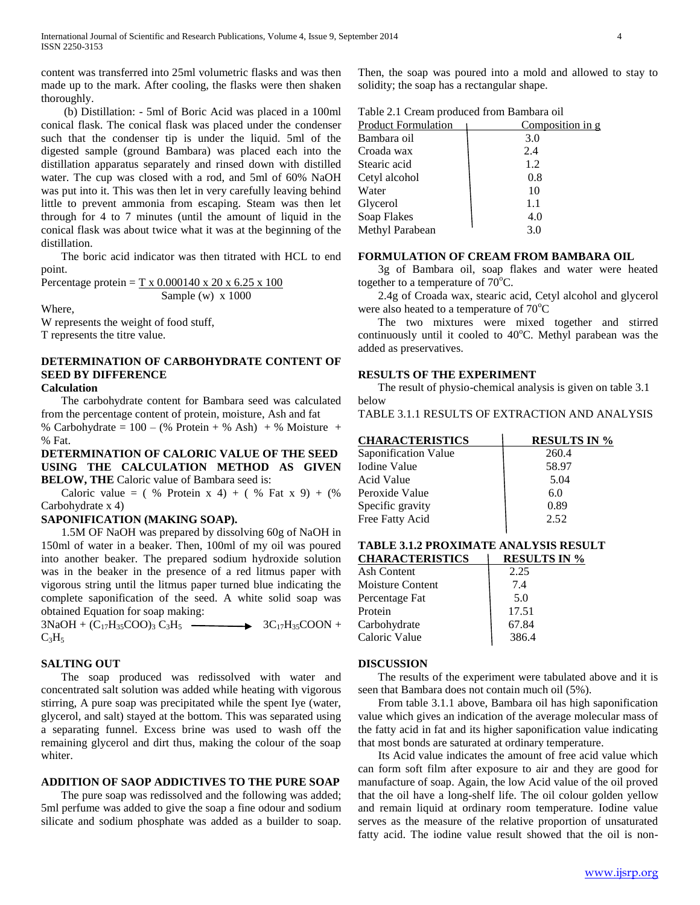content was transferred into 25ml volumetric flasks and was then made up to the mark. After cooling, the flasks were then shaken thoroughly.

(b) Distillation: - 5ml of Boric Acid was placed in a 100ml conical flask. The conical flask was placed under the condenser such that the condenser tip is under the liquid. 5ml of the digested sample (ground Bambara) was placed each into the distillation apparatus separately and rinsed down with distilled water. The cup was closed with a rod, and 5ml of 60% NaOH was put into it. This was then let in very carefully leaving behind little to prevent ammonia from escaping. Steam was then let through for 4 to 7 minutes (until the amount of liquid in the conical flask was about twice what it was at the beginning of the distillation.

The boric acid indicator was then titrated with HCL to end point.

$$\text{Percentage protein} = \frac{T \times 0.000140 \times 20 \times 6.25 \times 100}{\text{Sample (w)} \times 1000}$$

Where,

W represents the weight of food stuff,

T represents the titre value.

## DETERMINATION OF CARBOHYDRATE CONTENT OF SEED BY DIFFERENCE

**Calculation**

The carbohydrate content for Bambara seed was calculated from the percentage content of protein, moisture, Ash and fat

% Carbohydrate = 100 – (% Protein + % Ash) + % Moisture + % Fat.

**DETERMINATION OF CALORIC VALUE OF THE SEED USING THE CALCULATION METHOD AS GIVEN BELOW, THE** Caloric value of Bambara seed is:

Caloric value = ( % Protein x 4) + ( % Fat x 9) + (% Carbohydrate x 4)

## SAPONIFICATION (MAKING SOAP).

1.5M OF NaOH was prepared by dissolving 60g of NaOH in 150ml of water in a beaker. Then, 100ml of my oil was poured into another beaker. The prepared sodium hydroxide solution was in the beaker in the presence of a red litmus paper with vigorous string until the litmus paper turned blue indicating the complete saponification of the seed. A white solid soap was obtained Equation for soap making:

$$3NaOH + (C_{17}H_{35}COO)_3\, C_3H_5 \longrightarrow 3C_{17}H_{35}COON + C_3H_5$$

## SALTING OUT

The soap produced was redissolved with water and concentrated salt solution was added while heating with vigorous stirring, A pure soap was precipitated while the spent Iye (water, glycerol, and salt) stayed at the bottom. This was separated using a separating funnel. Excess brine was used to wash off the remaining glycerol and dirt thus, making the colour of the soap whiter.

## ADDITION OF SAOP ADDICTIVES TO THE PURE SOAP

The pure soap was redissolved and the following was added; 5ml perfume was added to give the soap a fine odour and sodium silicate and sodium phosphate was added as a builder to soap. Then, the soap was poured into a mold and allowed to stay to solidity; the soap has a rectangular shape.

Table 2.1 Cream produced from Bambara oil

| Product Formulation | Composition in g |
|---|---|
| Bambara oil | 3.0 |
| Croada wax | 2.4 |
| Stearic acid | 1.2 |
| Cetyl alcohol | 0.8 |
| Water | 10 |
| Glycerol | 1.1 |
| Soap Flakes | 4.0 |
| Methyl Parabean | 3.0 |

## FORMULATION OF CREAM FROM BAMBARA OIL

3g of Bambara oil, soap flakes and water were heated together to a temperature of 70°C.

2.4g of Croada wax, stearic acid, Cetyl alcohol and glycerol were also heated to a temperature of 70°C

The two mixtures were mixed together and stirred continuously until it cooled to 40°C. Methyl parabean was the added as preservatives.

## RESULTS OF THE EXPERIMENT

The result of physio-chemical analysis is given on table 3.1 below

TABLE 3.1.1 RESULTS OF EXTRACTION AND ANALYSIS

| CHARACTERISTICS | RESULTS IN % |
|---|---|
| Saponification Value | 260.4 |
| Iodine Value | 58.97 |
| Acid Value | 5.04 |
| Peroxide Value | 6.0 |
| Specific gravity | 0.89 |
| Free Fatty Acid | 2.52 |

**TABLE 3.1.2 PROXIMATE ANALYSIS RESULT**

| CHARACTERISTICS | RESULTS IN % |
|---|---|
| Ash Content | 2.25 |
| Moisture Content | 7.4 |
| Percentage Fat | 5.0 |
| Protein | 17.51 |
| Carbohydrate | 67.84 |
| Caloric Value | 386.4 |

## DISCUSSION

The results of the experiment were tabulated above and it is seen that Bambara does not contain much oil (5%).

From table 3.1.1 above, Bambara oil has high saponification value which gives an indication of the average molecular mass of the fatty acid in fat and its higher saponification value indicating that most bonds are saturated at ordinary temperature.

Its Acid value indicates the amount of free acid value which can form soft film after exposure to air and they are good for manufacture of soap. Again, the low Acid value of the oil proved that the oil have a long-shelf life. The oil colour golden yellow and remain liquid at ordinary room temperature. Iodine value serves as the measure of the relative proportion of unsaturated fatty acid. The iodine value result showed that the oil is non-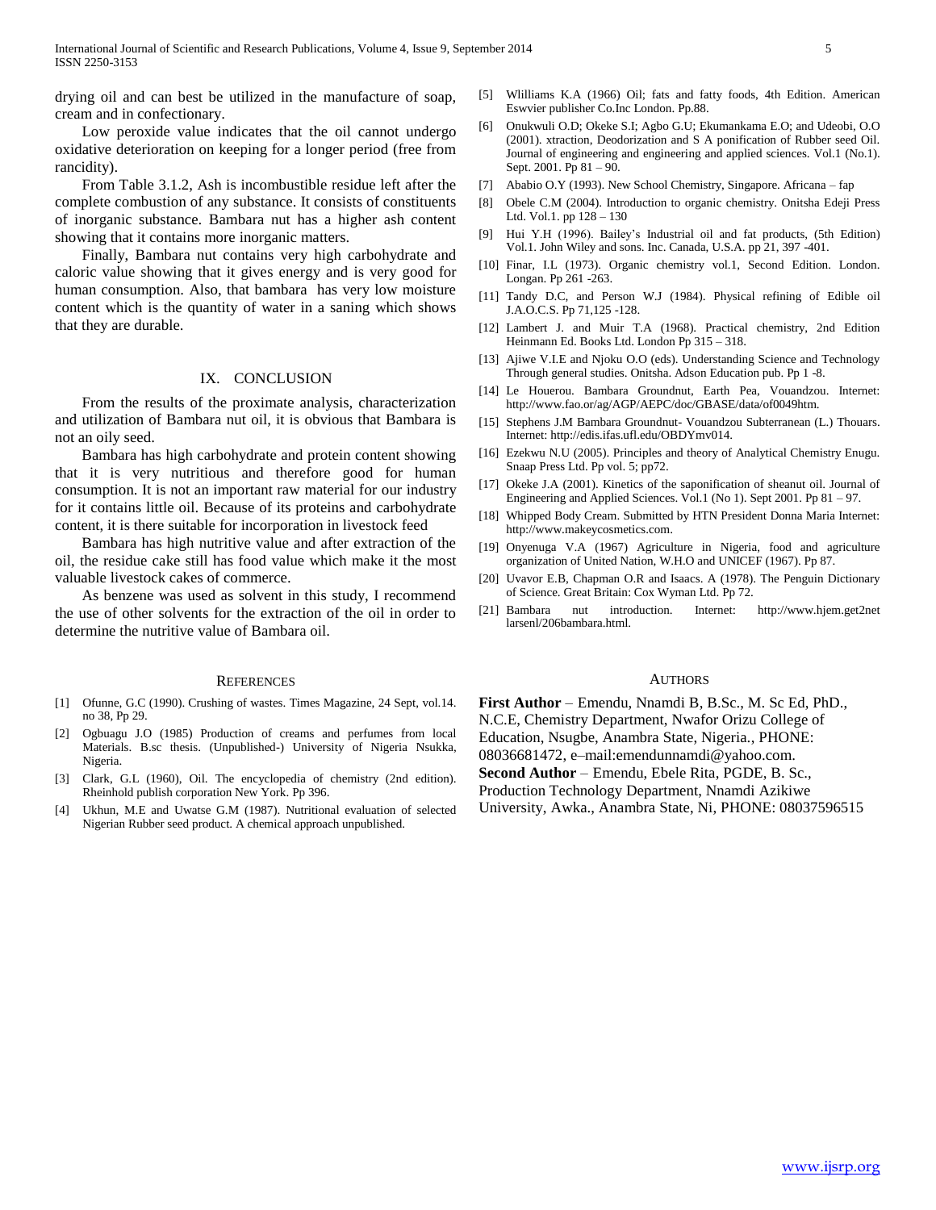drying oil and can best be utilized in the manufacture of soap, cream and in confectionary.

Low peroxide value indicates that the oil cannot undergo oxidative deterioration on keeping for a longer period (free from rancidity).

From Table 3.1.2, Ash is incombustible residue left after the complete combustion of any substance. It consists of constituents of inorganic substance. Bambara nut has a higher ash content showing that it contains more inorganic matters.

Finally, Bambara nut contains very high carbohydrate and caloric value showing that it gives energy and is very good for human consumption. Also, that bambara has very low moisture content which is the quantity of water in a saning which shows that they are durable.

## IX. CONCLUSION

From the results of the proximate analysis, characterization and utilization of Bambara nut oil, it is obvious that Bambara is not an oily seed.

Bambara has high carbohydrate and protein content showing that it is very nutritious and therefore good for human consumption. It is not an important raw material for our industry for it contains little oil. Because of its proteins and carbohydrate content, it is there suitable for incorporation in livestock feed

Bambara has high nutritive value and after extraction of the oil, the residue cake still has food value which make it the most valuable livestock cakes of commerce.

As benzene was used as solvent in this study, I recommend the use of other solvents for the extraction of the oil in order to determine the nutritive value of Bambara oil.

## REFERENCES

[1] Ofunne, G.C (1990). Crushing of wastes. Times Magazine, 24 Sept, vol.14. no 38, Pp 29.

[2] Ogbuagu J.O (1985) Production of creams and perfumes from local Materials. B.sc thesis. (Unpublished-) University of Nigeria Nsukka, Nigeria.

[3] Clark, G.L (1960), Oil. The encyclopedia of chemistry (2nd edition). Rheinhold publish corporation New York. Pp 396.

[4] Ukhun, M.E and Uwatse G.M (1987). Nutritional evaluation of selected Nigerian Rubber seed product. A chemical approach unpublished.

[5] Wlilliams K.A (1966) Oil; fats and fatty foods, 4th Edition. American Eswvier publisher Co.Inc London. Pp.88.

[6] Onukwuli O.D; Okeke S.I; Agbo G.U; Ekumankama E.O; and Udeobi, O.O (2001). xtraction, Deodorization and S A ponification of Rubber seed Oil. Journal of engineering and engineering and applied sciences. Vol.1 (No.1). Sept. 2001. Pp 81 – 90.

[7] Ababio O.Y (1993). New School Chemistry, Singapore. Africana – fap

[8] Obele C.M (2004). Introduction to organic chemistry. Onitsha Edeji Press Ltd. Vol.1. pp 128 – 130

[9] Hui Y.H (1996). Bailey's Industrial oil and fat products, (5th Edition) Vol.1. John Wiley and sons. Inc. Canada, U.S.A. pp 21, 397 -401.

[10] Finar, I.L (1973). Organic chemistry vol.1, Second Edition. London. Longan. Pp 261 -263.

[11] Tandy D.C, and Person W.J (1984). Physical refining of Edible oil J.A.O.C.S. Pp 71,125 -128.

[12] Lambert J. and Muir T.A (1968). Practical chemistry, 2nd Edition Heinmann Ed. Books Ltd. London Pp 315 – 318.

[13] Ajiwe V.I.E and Njoku O.O (eds). Understanding Science and Technology Through general studies. Onitsha. Adson Education pub. Pp 1 -8.

[14] Le Houerou. Bambara Groundnut, Earth Pea, Vouandzou. Internet: http://www.fao.or/ag/AGP/AEPC/doc/GBASE/data/of0049htm.

[15] Stephens J.M Bambara Groundnut- Vouandzou Subterranean (L.) Thouars. Internet: http://edis.ifas.ufl.edu/OBDYmv014.

[16] Ezekwu N.U (2005). Principles and theory of Analytical Chemistry Enugu. Snaap Press Ltd. Pp vol. 5; pp72.

[17] Okeke J.A (2001). Kinetics of the saponification of sheanut oil. Journal of Engineering and Applied Sciences. Vol.1 (No 1). Sept 2001. Pp 81 – 97.

[18] Whipped Body Cream. Submitted by HTN President Donna Maria Internet: http://www.makeycosmetics.com.

[19] Onyenuga V.A (1967) Agriculture in Nigeria, food and agriculture organization of United Nation, W.H.O and UNICEF (1967). Pp 87.

[20] Uvavor E.B, Chapman O.R and Isaacs. A (1978). The Penguin Dictionary of Science. Great Britain: Cox Wyman Ltd. Pp 72.

[21] Bambara nut introduction. Internet: http://www.hjem.get2net larsenl/206bambara.html.

## AUTHORS

**First Author** – Emendu, Nnamdi B, B.Sc., M. Sc Ed, PhD., N.C.E, Chemistry Department, Nwafor Orizu College of Education, Nsugbe, Anambra State, Nigeria., PHONE: 08036681472, e–mail:emendunnamdi@yahoo.com.

**Second Author** – Emendu, Ebele Rita, PGDE, B. Sc., Production Technology Department, Nnamdi Azikiwe University, Awka., Anambra State, Ni, PHONE: 08037596515